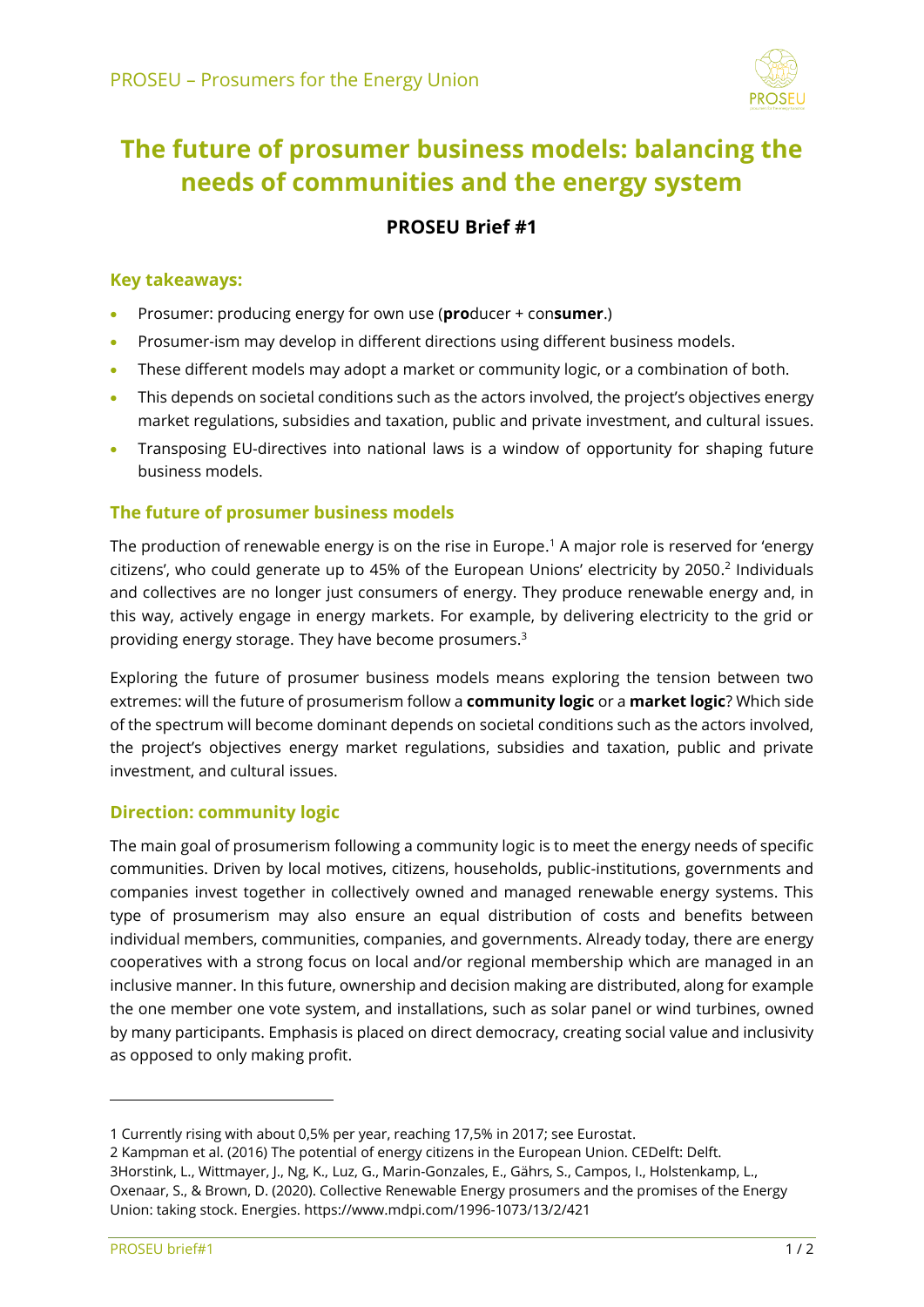PROSEU – Prosumers for the Energy Union

# The future of prosumer business models: balancing the needs of communities and the energy system

### PROSEU Brief #1

## Key takeaways:

- Prosumer: producing energy for own use (**pro**ducer + con**sumer**.)
- Prosumer-ism may develop in different directions using different business models.
- These different models may adopt a market or community logic, or a combination of both.
- This depends on societal conditions such as the actors involved, the project's objectives energy market regulations, subsidies and taxation, public and private investment, and cultural issues.
- Transposing EU-directives into national laws is a window of opportunity for shaping future business models.

## The future of prosumer business models

The production of renewable energy is on the rise in Europe.[1] A major role is reserved for 'energy citizens', who could generate up to 45% of the European Unions' electricity by 2050.[2] Individuals and collectives are no longer just consumers of energy. They produce renewable energy and, in this way, actively engage in energy markets. For example, by delivering electricity to the grid or providing energy storage. They have become prosumers.[3]

Exploring the future of prosumer business models means exploring the tension between two extremes: will the future of prosumerism follow a **community logic** or a **market logic**? Which side of the spectrum will become dominant depends on societal conditions such as the actors involved, the project's objectives energy market regulations, subsidies and taxation, public and private investment, and cultural issues.

## Direction: community logic

The main goal of prosumerism following a community logic is to meet the energy needs of specific communities. Driven by local motives, citizens, households, public-institutions, governments and companies invest together in collectively owned and managed renewable energy systems. This type of prosumerism may also ensure an equal distribution of costs and benefits between individual members, communities, companies, and governments. Already today, there are energy cooperatives with a strong focus on local and/or regional membership which are managed in an inclusive manner. In this future, ownership and decision making are distributed, along for example the one member one vote system, and installations, such as solar panel or wind turbines, owned by many participants. Emphasis is placed on direct democracy, creating social value and inclusivity as opposed to only making profit.

---

1 Currently rising with about 0,5% per year, reaching 17,5% in 2017; see Eurostat.

2 Kampman et al. (2016) The potential of energy citizens in the European Union. CEDelft: Delft.

3Horstink, L., Wittmayer, J., Ng, K., Luz, G., Marin-Gonzales, E., Gährs, S., Campos, I., Holstenkamp, L., Oxenaar, S., & Brown, D. (2020). Collective Renewable Energy prosumers and the promises of the Energy Union: taking stock. Energies. https://www.mdpi.com/1996-1073/13/2/421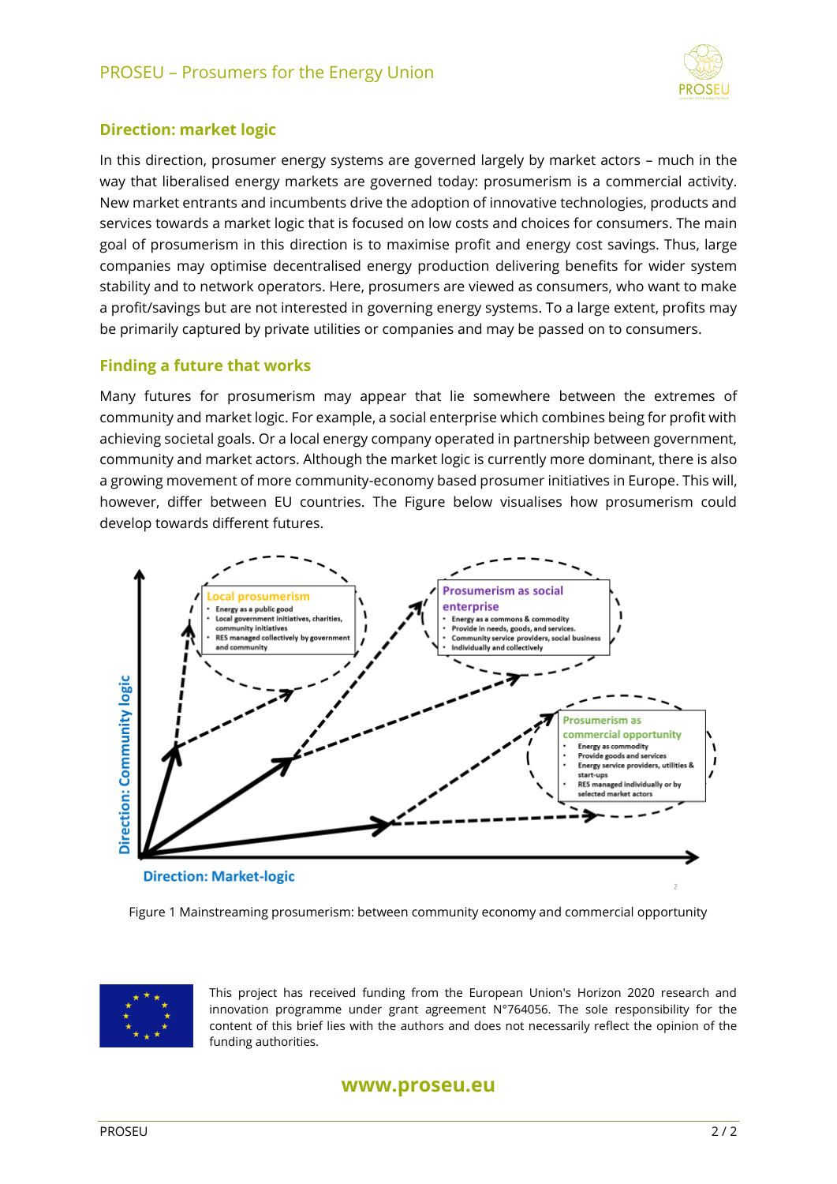## Direction: market logic

In this direction, prosumer energy systems are governed largely by market actors – much in the way that liberalised energy markets are governed today: prosumerism is a commercial activity. New market entrants and incumbents drive the adoption of innovative technologies, products and services towards a market logic that is focused on low costs and choices for consumers. The main goal of prosumerism in this direction is to maximise profit and energy cost savings. Thus, large companies may optimise decentralised energy production delivering benefits for wider system stability and to network operators. Here, prosumers are viewed as consumers, who want to make a profit/savings but are not interested in governing energy systems. To a large extent, profits may be primarily captured by private utilities or companies and may be passed on to consumers.

## Finding a future that works

Many futures for prosumerism may appear that lie somewhere between the extremes of community and market logic. For example, a social enterprise which combines being for profit with achieving societal goals. Or a local energy company operated in partnership between government, community and market actors. Although the market logic is currently more dominant, there is also a growing movement of more community-economy based prosumer initiatives in Europe. This will, however, differ between EU countries. The Figure below visualises how prosumerism could develop towards different futures.

Local prosumerism
- Energy as a public good
- Local government initiatives, charities, community initiatives
- RES managed collectively by government and community

Prosumerism as social enterprise
- Energy as a commons & commodity
- Provide in needs, goods, and services.
- Community service providers, social business
- Individually and collectively

Prosumerism as commercial opportunity
- Energy as commodity
- Provide goods and services
- Energy service providers, utilities & start-ups
- RES managed individually or by selected market actors

Direction: Community logic

Direction: Market-logic

2

Figure 1 Mainstreaming prosumerism: between community economy and commercial opportunity

This project has received funding from the European Union's Horizon 2020 research and innovation programme under grant agreement N°764056. The sole responsibility for the content of this brief lies with the authors and does not necessarily reflect the opinion of the funding authorities.

**www.proseu.eu**